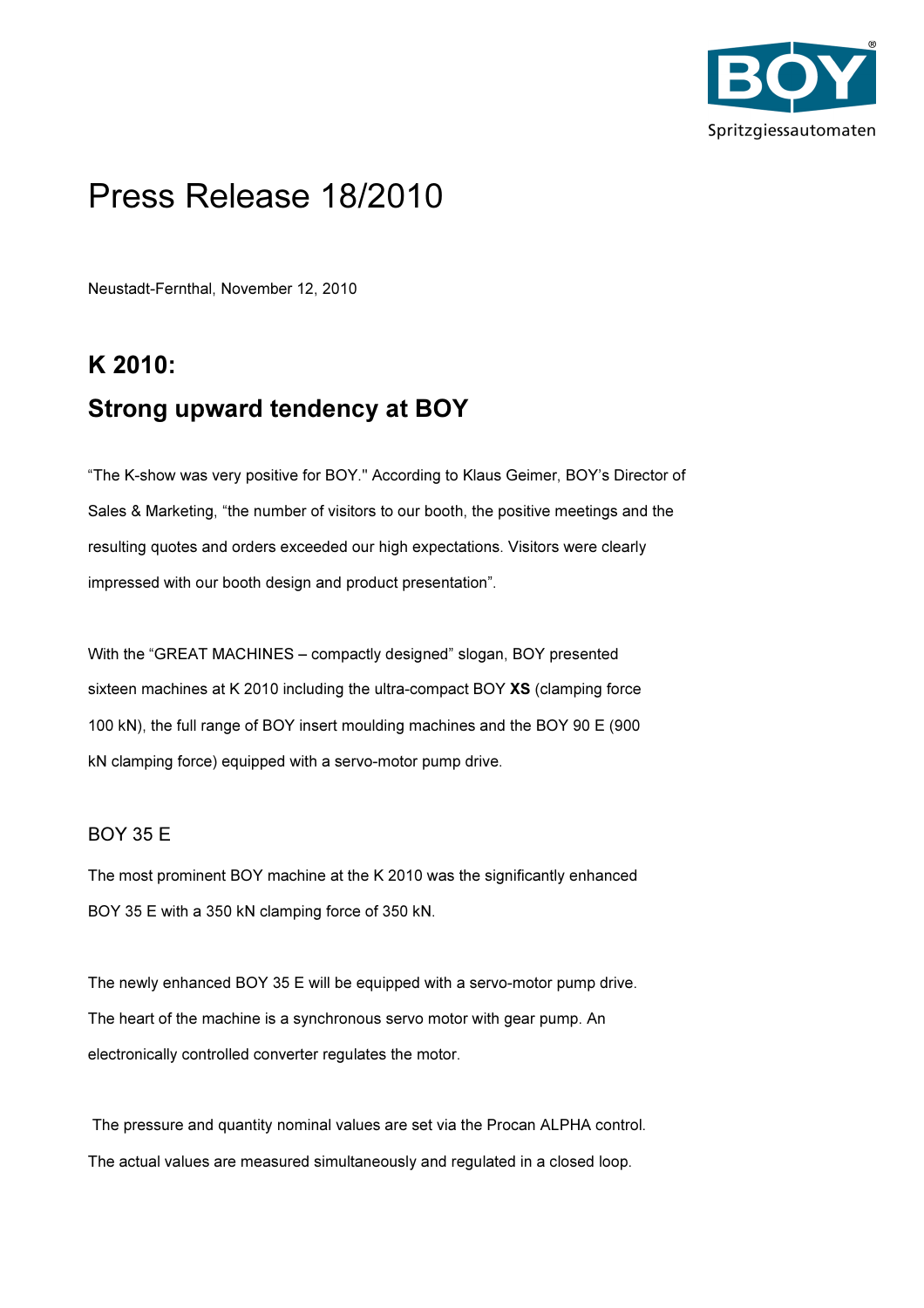# Press Release 18/2010

Neustadt-Fernthal, November 12, 2010

## K 2010:

## Strong upward tendency at BOY

“The K-show was very positive for BOY." According to Klaus Geimer, BOY’s Director of Sales & Marketing, “the number of visitors to our booth, the positive meetings and the resulting quotes and orders exceeded our high expectations. Visitors were clearly impressed with our booth design and product presentation”.

With the “GREAT MACHINES – compactly designed” slogan, BOY presented sixteen machines at K 2010 including the ultra-compact BOY **XS** (clamping force 100 kN), the full range of BOY insert moulding machines and the BOY 90 E (900 kN clamping force) equipped with a servo-motor pump drive.

### BOY 35 E

The most prominent BOY machine at the K 2010 was the significantly enhanced BOY 35 E with a 350 kN clamping force of 350 kN.

The newly enhanced BOY 35 E will be equipped with a servo-motor pump drive. The heart of the machine is a synchronous servo motor with gear pump. An electronically controlled converter regulates the motor.

The pressure and quantity nominal values are set via the Procan ALPHA control. The actual values are measured simultaneously and regulated in a closed loop.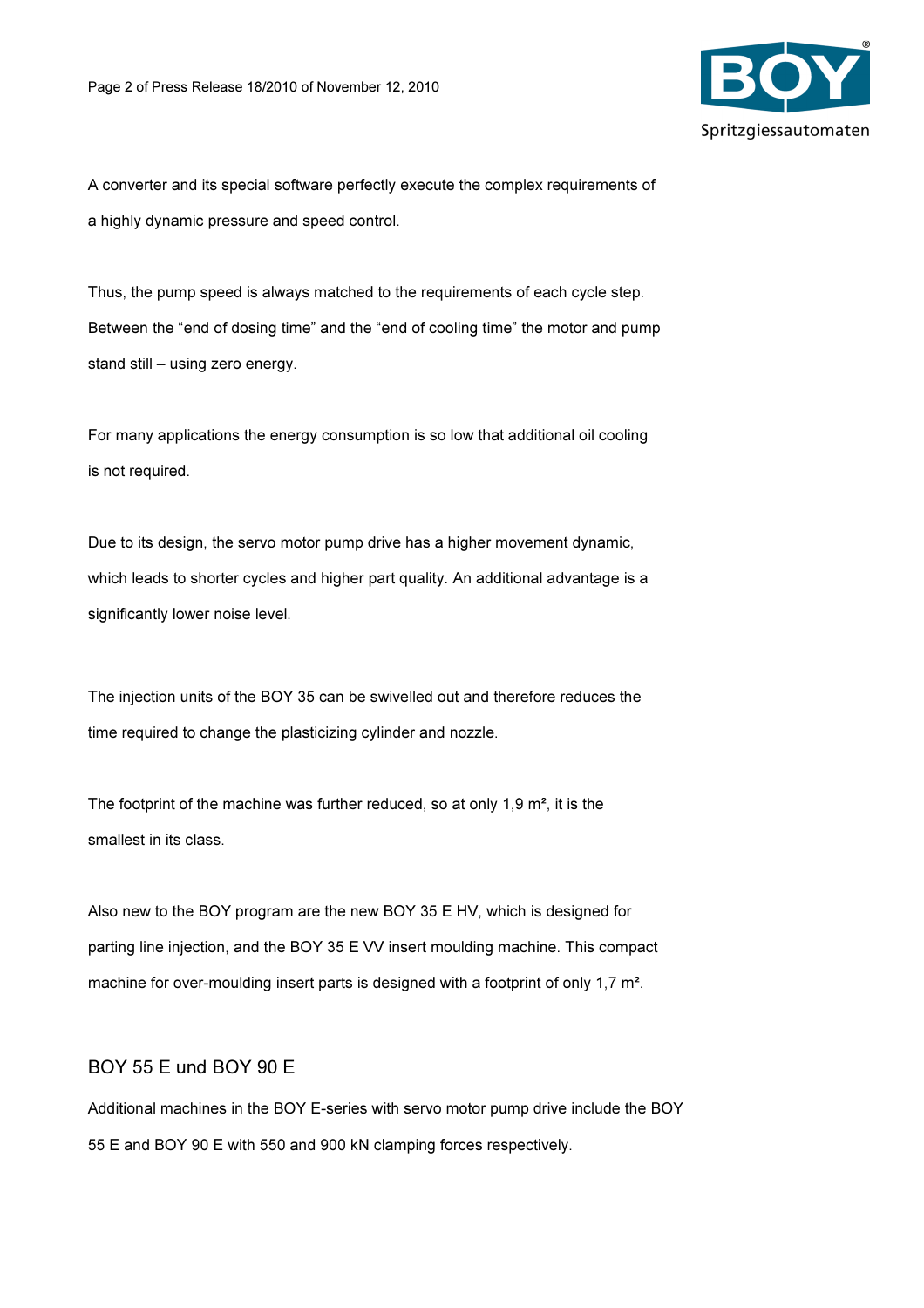A converter and its special software perfectly execute the complex requirements of a highly dynamic pressure and speed control.

Thus, the pump speed is always matched to the requirements of each cycle step. Between the “end of dosing time” and the “end of cooling time” the motor and pump stand still – using zero energy.

For many applications the energy consumption is so low that additional oil cooling is not required.

Due to its design, the servo motor pump drive has a higher movement dynamic, which leads to shorter cycles and higher part quality. An additional advantage is a significantly lower noise level.

The injection units of the BOY 35 can be swivelled out and therefore reduces the time required to change the plasticizing cylinder and nozzle.

The footprint of the machine was further reduced, so at only 1,9 m², it is the smallest in its class.

Also new to the BOY program are the new BOY 35 E HV, which is designed for parting line injection, and the BOY 35 E VV insert moulding machine. This compact machine for over-moulding insert parts is designed with a footprint of only 1,7 m².

## BOY 55 E und BOY 90 E

Additional machines in the BOY E-series with servo motor pump drive include the BOY 55 E and BOY 90 E with 550 and 900 kN clamping forces respectively.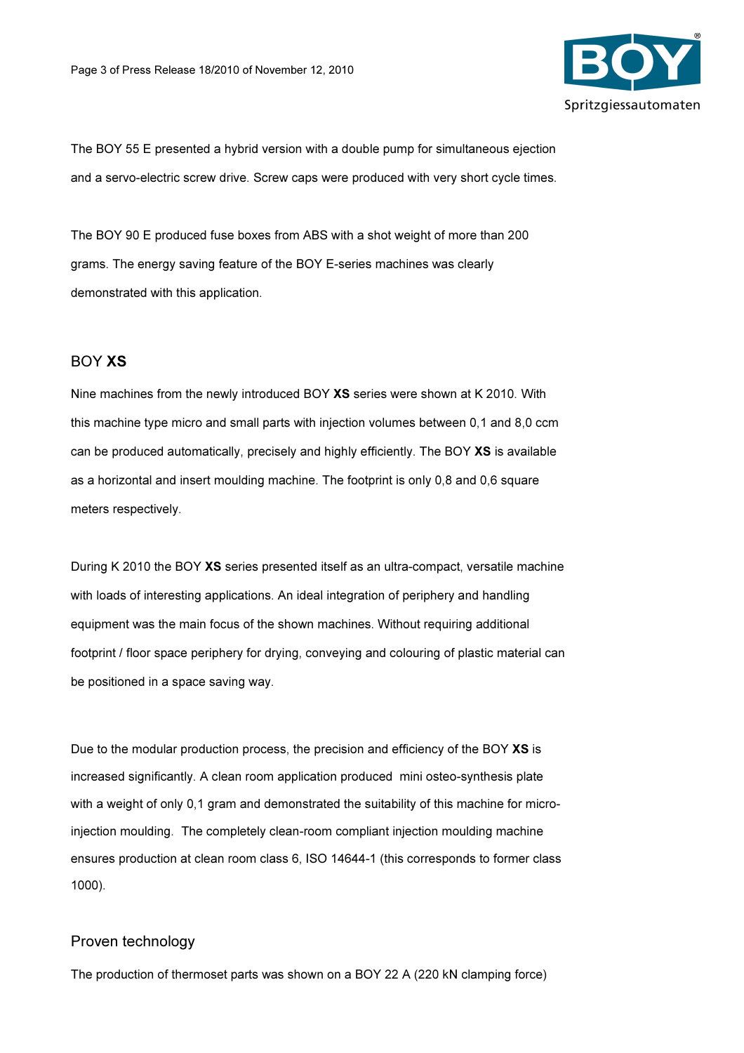The BOY 55 E presented a hybrid version with a double pump for simultaneous ejection and a servo-electric screw drive. Screw caps were produced with very short cycle times.

The BOY 90 E produced fuse boxes from ABS with a shot weight of more than 200 grams. The energy saving feature of the BOY E-series machines was clearly demonstrated with this application.

## BOY **XS**

Nine machines from the newly introduced BOY **XS** series were shown at K 2010. With this machine type micro and small parts with injection volumes between 0,1 and 8,0 ccm can be produced automatically, precisely and highly efficiently. The BOY **XS** is available as a horizontal and insert moulding machine. The footprint is only 0,8 and 0,6 square meters respectively.

During K 2010 the BOY **XS** series presented itself as an ultra-compact, versatile machine with loads of interesting applications. An ideal integration of periphery and handling equipment was the main focus of the shown machines. Without requiring additional footprint / floor space periphery for drying, conveying and colouring of plastic material can be positioned in a space saving way.

Due to the modular production process, the precision and efficiency of the BOY **XS** is increased significantly. A clean room application produced mini osteo-synthesis plate with a weight of only 0,1 gram and demonstrated the suitability of this machine for micro-injection moulding. The completely clean-room compliant injection moulding machine ensures production at clean room class 6, ISO 14644-1 (this corresponds to former class 1000).

## Proven technology

The production of thermoset parts was shown on a BOY 22 A (220 kN clamping force)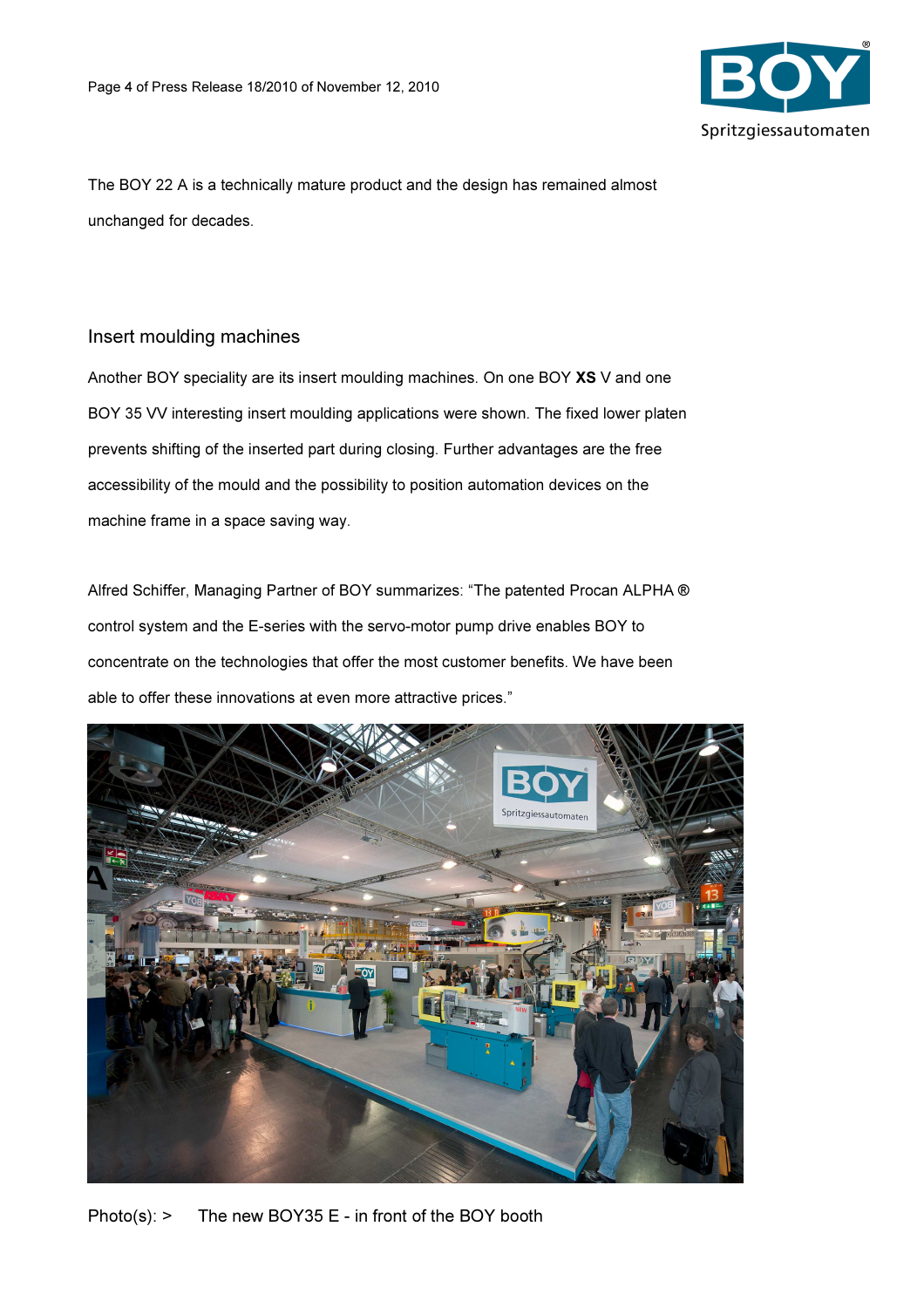The BOY 22 A is a technically mature product and the design has remained almost unchanged for decades.

## Insert moulding machines

Another BOY speciality are its insert moulding machines. On one BOY **XS** V and one BOY 35 VV interesting insert moulding applications were shown. The fixed lower platen prevents shifting of the inserted part during closing. Further advantages are the free accessibility of the mould and the possibility to position automation devices on the machine frame in a space saving way.

Alfred Schiffer, Managing Partner of BOY summarizes: "The patented Procan ALPHA ® control system and the E-series with the servo-motor pump drive enables BOY to concentrate on the technologies that offer the most customer benefits. We have been able to offer these innovations at even more attractive prices."

Photo(s): > The new BOY35 E - in front of the BOY booth